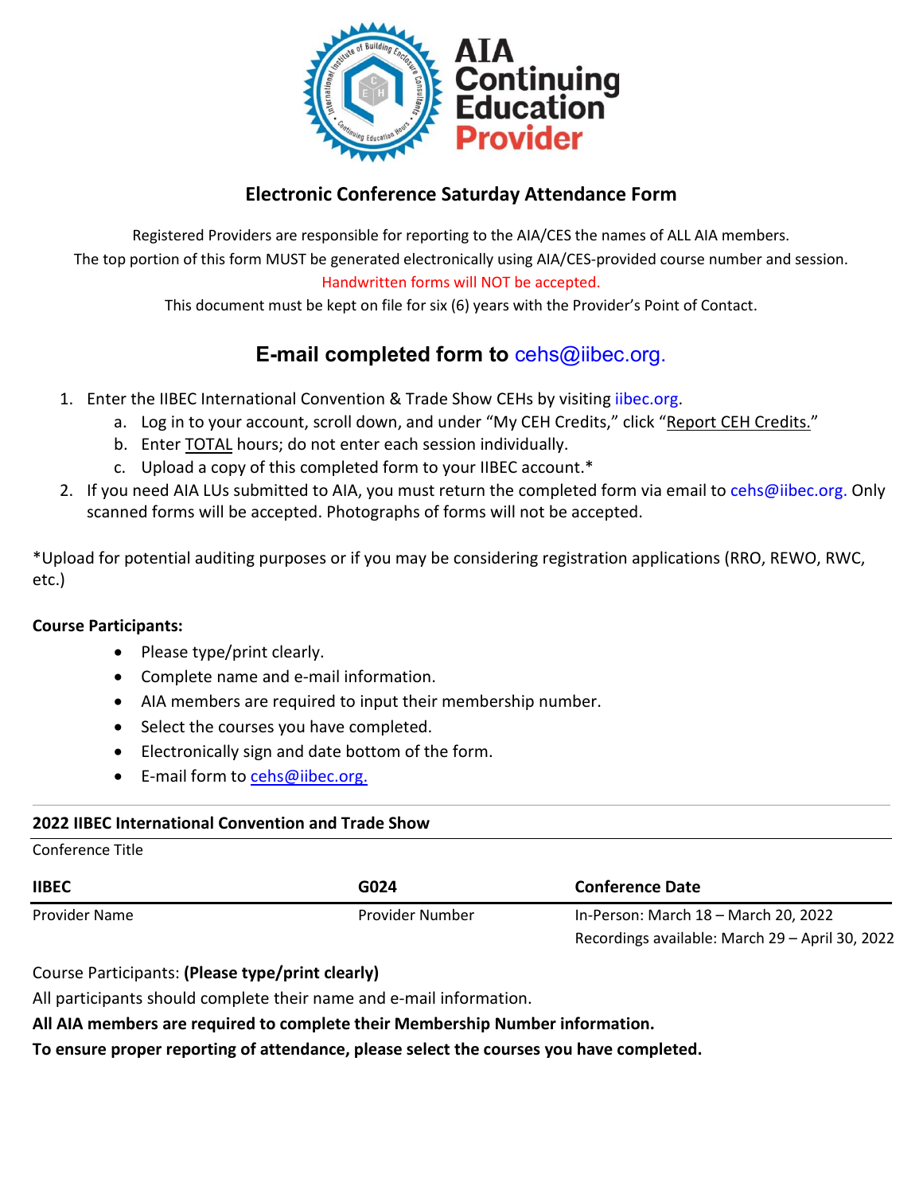# Electronic Conference Saturday Attendance Form

Registered Providers are responsible for reporting to the AIA/CES the names of ALL AIA members.

The top portion of this form MUST be generated electronically using AIA/CES-provided course number and session.

Handwritten forms will NOT be accepted.

This document must be kept on file for six (6) years with the Provider's Point of Contact.

## E-mail completed form to cehs@iibec.org.

1. Enter the IIBEC International Convention & Trade Show CEHs by visiting iibec.org.
   a. Log in to your account, scroll down, and under "My CEH Credits," click "Report CEH Credits."
   b. Enter TOTAL hours; do not enter each session individually.
   c. Upload a copy of this completed form to your IIBEC account.*
2. If you need AIA LUs submitted to AIA, you must return the completed form via email to cehs@iibec.org. Only scanned forms will be accepted. Photographs of forms will not be accepted.

*Upload for potential auditing purposes or if you may be considering registration applications (RRO, REWO, RWC, etc.)

**Course Participants:**

- Please type/print clearly.
- Complete name and e-mail information.
- AIA members are required to input their membership number.
- Select the courses you have completed.
- Electronically sign and date bottom of the form.
- E-mail form to cehs@iibec.org.

**2022 IIBEC International Convention and Trade Show**

Conference Title

| **IIBEC** | **G024** | **Conference Date** |
|---|---|---|
| Provider Name | Provider Number | In-Person: March 18 – March 20, 2022<br>Recordings available: March 29 – April 30, 2022 |

Course Participants: **(Please type/print clearly)**

All participants should complete their name and e-mail information.

**All AIA members are required to complete their Membership Number information.**

**To ensure proper reporting of attendance, please select the courses you have completed.**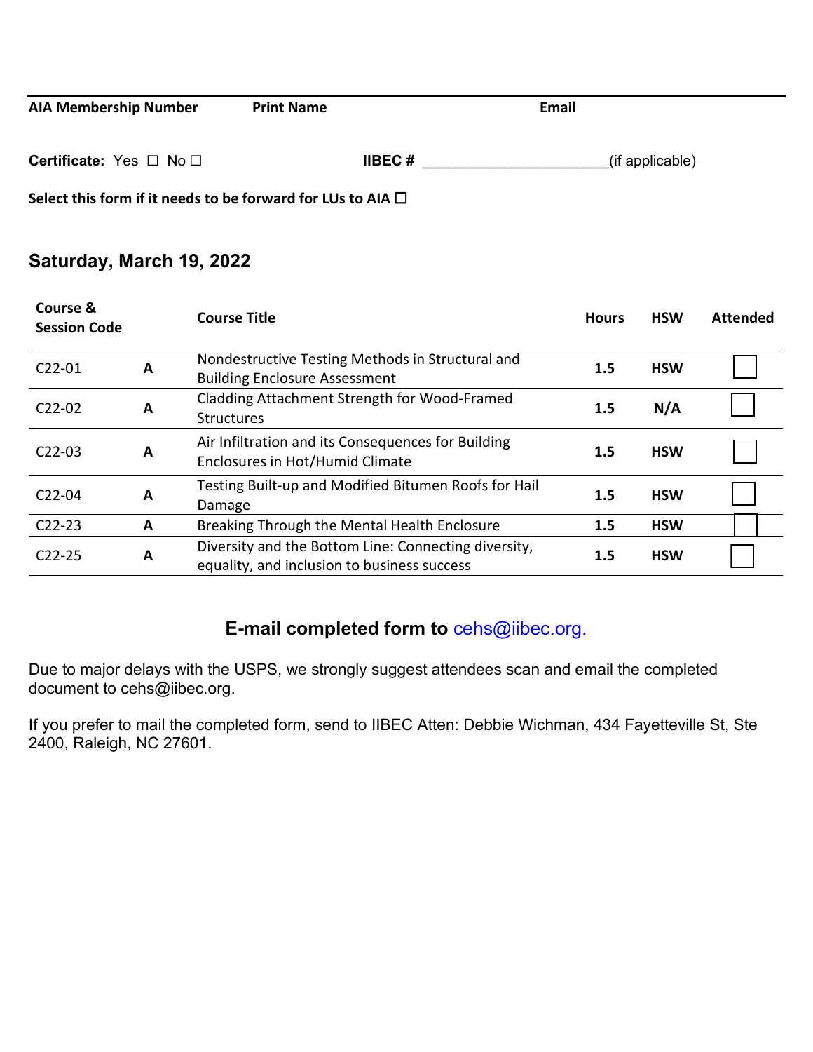| AIA Membership Number | Print Name | Email |
|---|---|---|
| | | |

**Certificate:** Yes ☐ No ☐ **IIBEC #** ______________________(if applicable)

**Select this form if it needs to be forward for LUs to AIA** ☐

## Saturday, March 19, 2022

| Course & Session Code | | Course Title | Hours | HSW | Attended |
|---|---|---|---|---|---|
| C22-01 | **A** | Nondestructive Testing Methods in Structural and Building Enclosure Assessment | **1.5** | **HSW** | ☐ |
| C22-02 | **A** | Cladding Attachment Strength for Wood-Framed Structures | **1.5** | **N/A** | ☐ |
| C22-03 | **A** | Air Infiltration and its Consequences for Building Enclosures in Hot/Humid Climate | **1.5** | **HSW** | ☐ |
| C22-04 | **A** | Testing Built-up and Modified Bitumen Roofs for Hail Damage | **1.5** | **HSW** | ☐ |
| C22-23 | **A** | Breaking Through the Mental Health Enclosure | **1.5** | **HSW** | ☐ |
| C22-25 | **A** | Diversity and the Bottom Line: Connecting diversity, equality, and inclusion to business success | **1.5** | **HSW** | ☐ |

**E-mail completed form to** cehs@iibec.org.

Due to major delays with the USPS, we strongly suggest attendees scan and email the completed document to cehs@iibec.org.

If you prefer to mail the completed form, send to IIBEC Atten: Debbie Wichman, 434 Fayetteville St, Ste 2400, Raleigh, NC 27601.